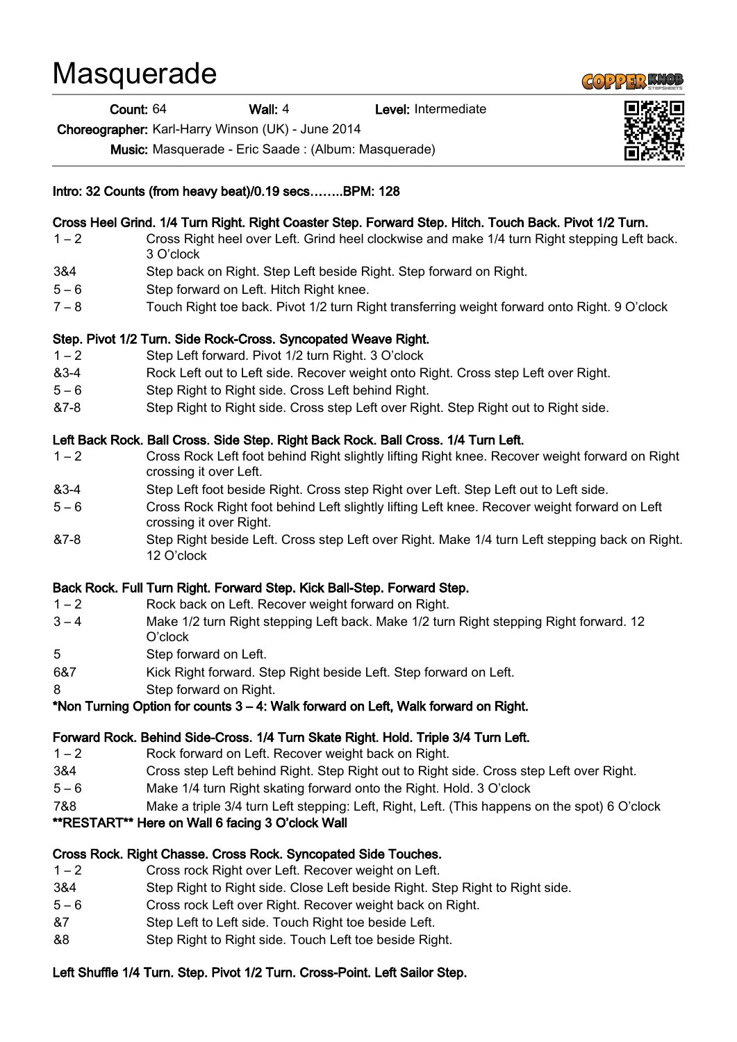# Masquerade

**Count:** 64 **Wall:** 4 **Level:** Intermediate

**Choreographer:** Karl-Harry Winson (UK) - June 2014

**Music:** Masquerade - Eric Saade : (Album: Masquerade)

**Intro: 32 Counts (from heavy beat)/0.19 secs……..BPM: 128**

**Cross Heel Grind. 1/4 Turn Right. Right Coaster Step. Forward Step. Hitch. Touch Back. Pivot 1/2 Turn.**

| | |
|---|---|
| 1 – 2 | Cross Right heel over Left. Grind heel clockwise and make 1/4 turn Right stepping Left back. 3 O'clock |
| 3&4 | Step back on Right. Step Left beside Right. Step forward on Right. |
| 5 – 6 | Step forward on Left. Hitch Right knee. |
| 7 – 8 | Touch Right toe back. Pivot 1/2 turn Right transferring weight forward onto Right. 9 O'clock |

**Step. Pivot 1/2 Turn. Side Rock-Cross. Syncopated Weave Right.**

| | |
|---|---|
| 1 – 2 | Step Left forward. Pivot 1/2 turn Right. 3 O'clock |
| &3-4 | Rock Left out to Left side. Recover weight onto Right. Cross step Left over Right. |
| 5 – 6 | Step Right to Right side. Cross Left behind Right. |
| &7-8 | Step Right to Right side. Cross step Left over Right. Step Right out to Right side. |

**Left Back Rock. Ball Cross. Side Step. Right Back Rock. Ball Cross. 1/4 Turn Left.**

| | |
|---|---|
| 1 – 2 | Cross Rock Left foot behind Right slightly lifting Right knee. Recover weight forward on Right crossing it over Left. |
| &3-4 | Step Left foot beside Right. Cross step Right over Left. Step Left out to Left side. |
| 5 – 6 | Cross Rock Right foot behind Left slightly lifting Left knee. Recover weight forward on Left crossing it over Right. |
| &7-8 | Step Right beside Left. Cross step Left over Right. Make 1/4 turn Left stepping back on Right. 12 O'clock |

**Back Rock. Full Turn Right. Forward Step. Kick Ball-Step. Forward Step.**

| | |
|---|---|
| 1 – 2 | Rock back on Left. Recover weight forward on Right. |
| 3 – 4 | Make 1/2 turn Right stepping Left back. Make 1/2 turn Right stepping Right forward. 12 O'clock |
| 5 | Step forward on Left. |
| 6&7 | Kick Right forward. Step Right beside Left. Step forward on Left. |
| 8 | Step forward on Right. |

**\*Non Turning Option for counts 3 – 4: Walk forward on Left, Walk forward on Right.**

**Forward Rock. Behind Side-Cross. 1/4 Turn Skate Right. Hold. Triple 3/4 Turn Left.**

| | |
|---|---|
| 1 – 2 | Rock forward on Left. Recover weight back on Right. |
| 3&4 | Cross step Left behind Right. Step Right out to Right side. Cross step Left over Right. |
| 5 – 6 | Make 1/4 turn Right skating forward onto the Right. Hold. 3 O'clock |
| 7&8 | Make a triple 3/4 turn Left stepping: Left, Right, Left. (This happens on the spot) 6 O'clock |

**\*\*RESTART\*\* Here on Wall 6 facing 3 O'clock Wall**

**Cross Rock. Right Chasse. Cross Rock. Syncopated Side Touches.**

| | |
|---|---|
| 1 – 2 | Cross rock Right over Left. Recover weight on Left. |
| 3&4 | Step Right to Right side. Close Left beside Right. Step Right to Right side. |
| 5 – 6 | Cross rock Left over Right. Recover weight back on Right. |
| &7 | Step Left to Left side. Touch Right toe beside Left. |
| &8 | Step Right to Right side. Touch Left toe beside Right. |

**Left Shuffle 1/4 Turn. Step. Pivot 1/2 Turn. Cross-Point. Left Sailor Step.**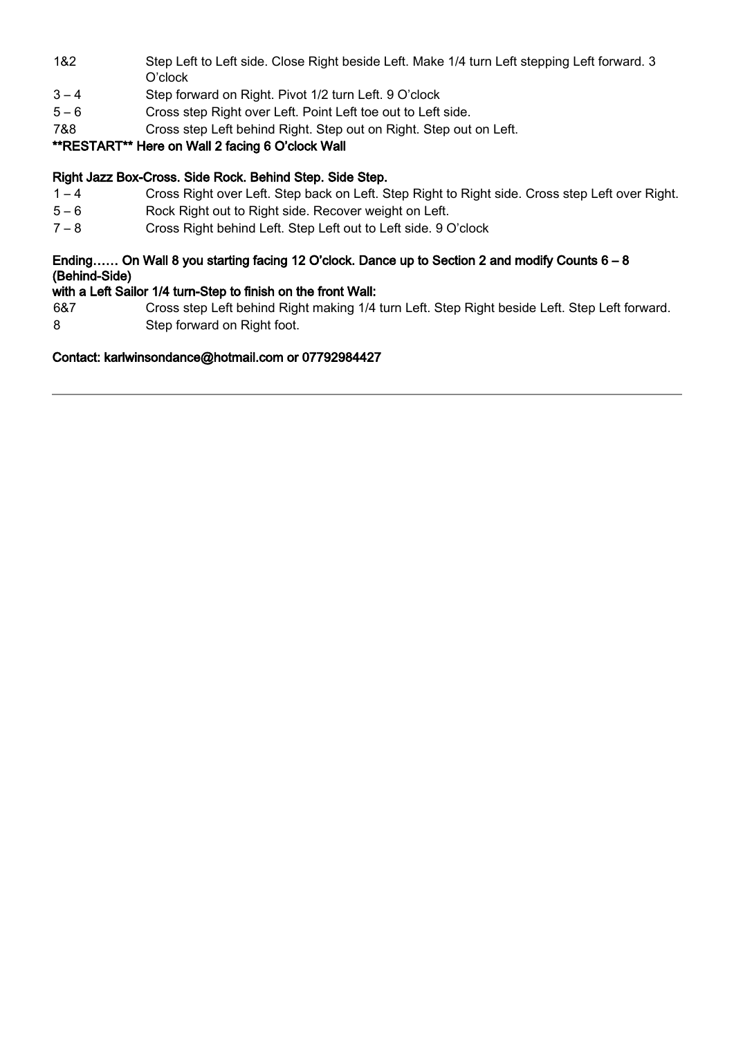1&2 Step Left to Left side. Close Right beside Left. Make 1/4 turn Left stepping Left forward. 3 O'clock
3 – 4 Step forward on Right. Pivot 1/2 turn Left. 9 O'clock
5 – 6 Cross step Right over Left. Point Left toe out to Left side.
7&8 Cross step Left behind Right. Step out on Right. Step out on Left.

**RESTART** Here on Wall 2 facing 6 O'clock Wall

Right Jazz Box-Cross. Side Rock. Behind Step. Side Step.

1 – 4 Cross Right over Left. Step back on Left. Step Right to Right side. Cross step Left over Right.
5 – 6 Rock Right out to Right side. Recover weight on Left.
7 – 8 Cross Right behind Left. Step Left out to Left side. 9 O'clock

Ending…… On Wall 8 you starting facing 12 O'clock. Dance up to Section 2 and modify Counts 6 – 8 (Behind-Side)
with a Left Sailor 1/4 turn-Step to finish on the front Wall:

6&7 Cross step Left behind Right making 1/4 turn Left. Step Right beside Left. Step Left forward.
8 Step forward on Right foot.

Contact: karlwinsondance@hotmail.com or 07792984427